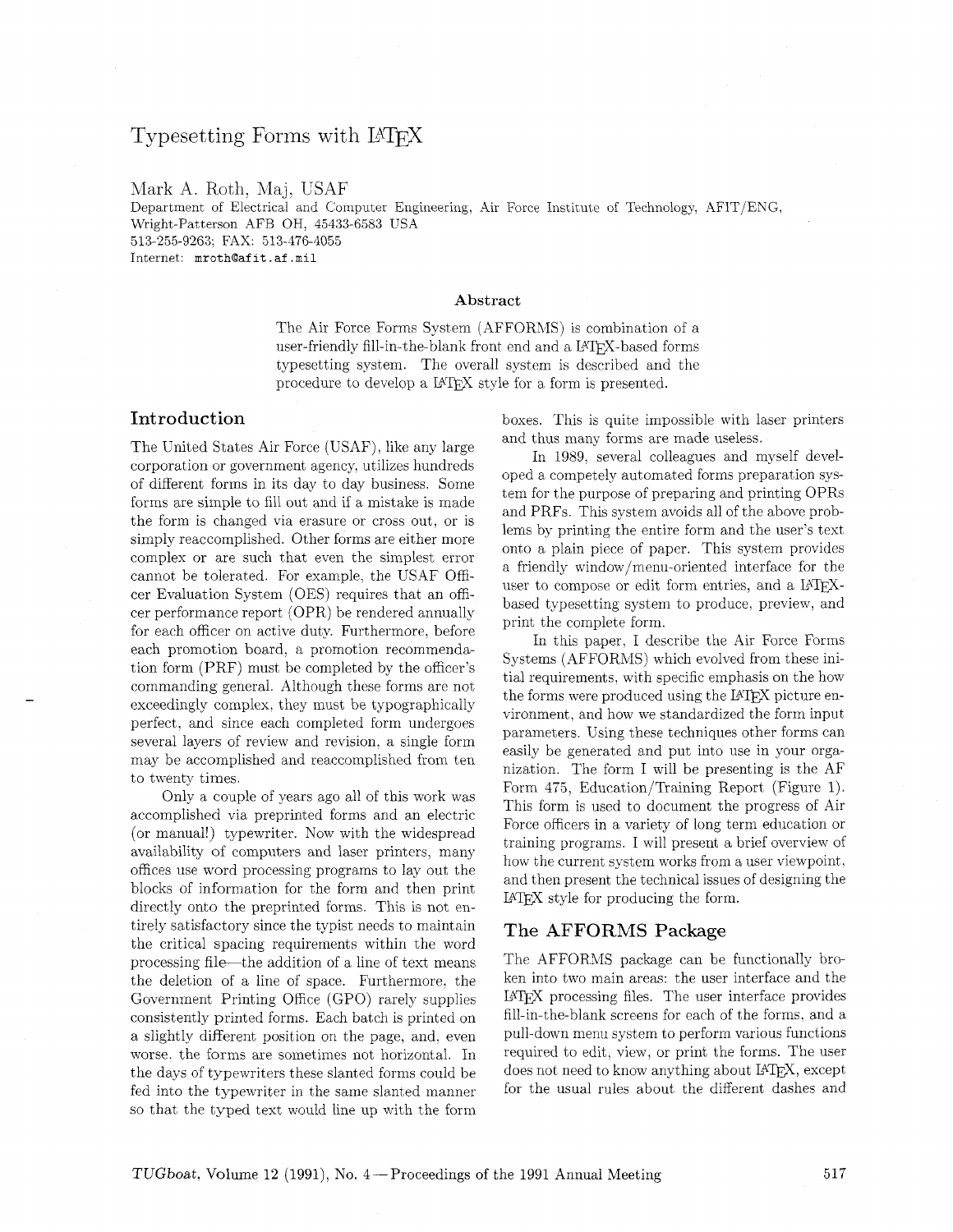# Typesetting Forms with LaTeX

Mark A. Roth, Maj, USAF
Department of Electrical and Computer Engineering, Air Force Institute of Technology, AFIT/ENG, Wright-Patterson AFB OH, 45433-6583 USA
513-255-9263; FAX: 513-476-4055
Internet: `mroth@afit.af.mil`

### Abstract

The Air Force Forms System (AFFORMS) is combination of a user-friendly fill-in-the-blank front end and a LaTeX-based forms typesetting system. The overall system is described and the procedure to develop a LaTeX style for a form is presented.

## Introduction

The United States Air Force (USAF), like any large corporation or government agency, utilizes hundreds of different forms in its day to day business. Some forms are simple to fill out and if a mistake is made the form is changed via erasure or cross out, or is simply reaccomplished. Other forms are either more complex or are such that even the simplest error cannot be tolerated. For example, the USAF Officer Evaluation System (OES) requires that an officer performance report (OPR) be rendered annually for each officer on active duty. Furthermore, before each promotion board, a promotion recommendation form (PRF) must be completed by the officer's commanding general. Although these forms are not exceedingly complex, they must be typographically perfect, and since each completed form undergoes several layers of review and revision, a single form may be accomplished and reaccomplished from ten to twenty times.

Only a couple of years ago all of this work was accomplished via preprinted forms and an electric (or manual!) typewriter. Now with the widespread availability of computers and laser printers, many offices use word processing programs to lay out the blocks of information for the form and then print directly onto the preprinted forms. This is not entirely satisfactory since the typist needs to maintain the critical spacing requirements within the word processing file—the addition of a line of text means the deletion of a line of space. Furthermore, the Government Printing Office (GPO) rarely supplies consistently printed forms. Each batch is printed on a slightly different position on the page, and, even worse, the forms are sometimes not horizontal. In the days of typewriters these slanted forms could be fed into the typewriter in the same slanted manner so that the typed text would line up with the form boxes. This is quite impossible with laser printers and thus many forms are made useless.

In 1989, several colleagues and myself developed a competely automated forms preparation system for the purpose of preparing and printing OPRs and PRFs. This system avoids all of the above problems by printing the entire form and the user's text onto a plain piece of paper. This system provides a friendly window/menu-oriented interface for the user to compose or edit form entries, and a LaTeX-based typesetting system to produce, preview, and print the complete form.

In this paper, I describe the Air Force Forms Systems (AFFORMS) which evolved from these initial requirements, with specific emphasis on the how the forms were produced using the LaTeX picture environment, and how we standardized the form input parameters. Using these techniques other forms can easily be generated and put into use in your organization. The form I will be presenting is the AF Form 475, Education/Training Report (Figure 1). This form is used to document the progress of Air Force officers in a variety of long term education or training programs. I will present a brief overview of how the current system works from a user viewpoint, and then present the technical issues of designing the LaTeX style for producing the form.

## The AFFORMS Package

The AFFORMS package can be functionally broken into two main areas: the user interface and the LaTeX processing files. The user interface provides fill-in-the-blank screens for each of the forms, and a pull-down menu system to perform various functions required to edit, view, or print the forms. The user does not need to know anything about LaTeX, except for the usual rules about the different dashes and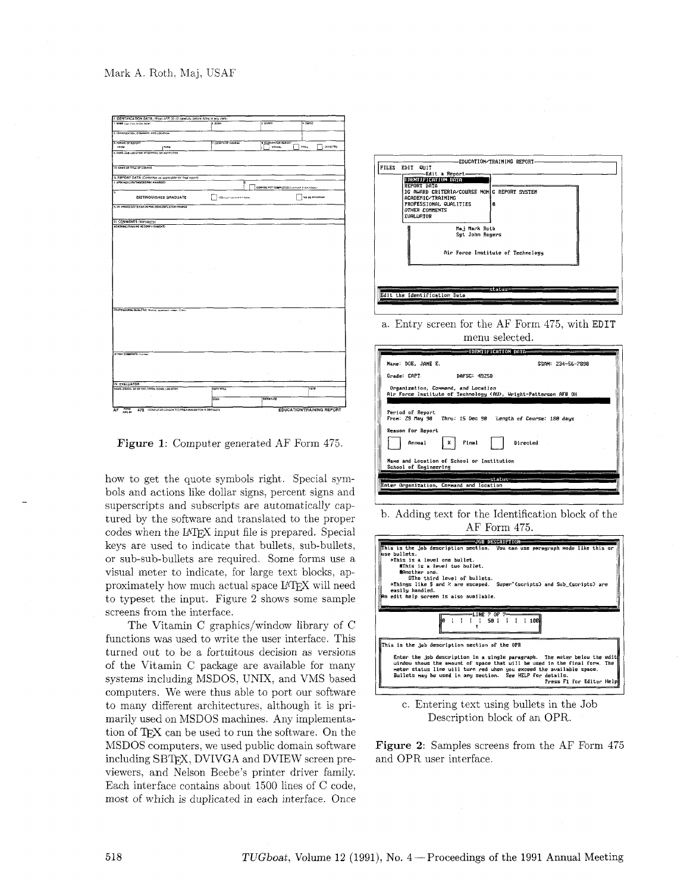Figure 1: Computer generated AF Form 475.

how to get the quote symbols right. Special symbols and actions like dollar signs, percent signs and superscripts and subscripts are automatically captured by the software and translated to the proper codes when the LaTeX input file is prepared. Special keys are used to indicate that bullets, sub-bullets, or sub-sub-bullets are required. Some forms use a visual meter to indicate, for large text blocks, approximately how much actual space LaTeX will need to typeset the input. Figure 2 shows some sample screens from the interface.

The Vitamin C graphics/window library of C functions was used to write the user interface. This turned out to be a fortuitous decision as versions of the Vitamin C package are available for many systems including MSDOS, UNIX, and VMS based computers. We were thus able to port our software to many different architectures, although it is primarily used on MSDOS machines. Any implementation of TeX can be used to run the software. On the MSDOS computers, we used public domain software including SBTeX, DVIVGA and DVIEW screen previewers, and Nelson Beebe's printer driver family. Each interface contains about 1500 lines of C code, most of which is duplicated in each interface. Once

a. Entry screen for the AF Form 475, with EDIT menu selected.

b. Adding text for the Identification block of the AF Form 475.

c. Entering text using bullets in the Job Description block of an OPR.

Figure 2: Samples screens from the AF Form 475 and OPR user interface.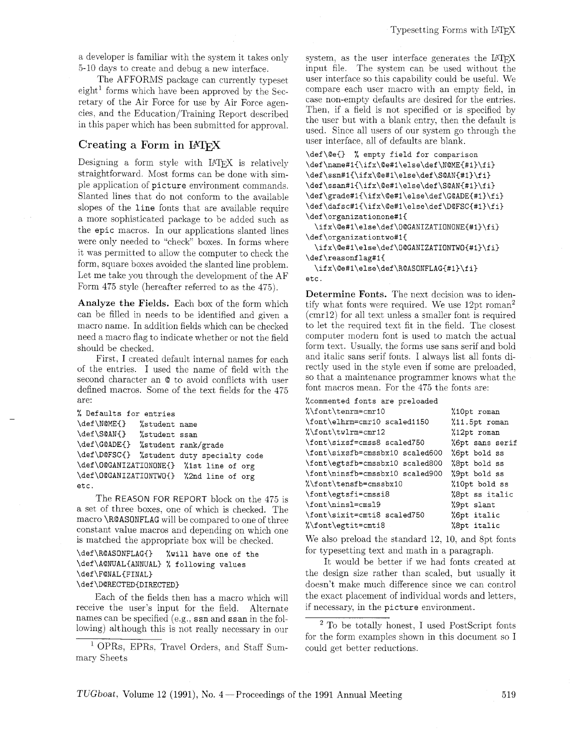a developer is familiar with the system it takes only 5-10 days to create and debug a new interface.

The AFFORMS package can currently typeset eight[1] forms which have been approved by the Secretary of the Air Force for use by Air Force agencies, and the Education/Training Report described in this paper which has been submitted for approval.

## Creating a Form in LaTeX

Designing a form style with LaTeX is relatively straightforward. Most forms can be done with simple application of `picture` environment commands. Slanted lines that do not conform to the available slopes of the `line` fonts that are available require a more sophisticated package to be added such as the `epic` macros. In our applications slanted lines were only needed to "check" boxes. In forms where it was permitted to allow the computer to check the form, square boxes avoided the slanted line problem. Let me take you through the development of the AF Form 475 style (hereafter referred to as the 475).

**Analyze the Fields.** Each box of the form which can be filled in needs to be identified and given a macro name. In addition fields which can be checked need a macro flag to indicate whether or not the field should be checked.

First, I created default internal names for each of the entries. I used the name of field with the second character an @ to avoid conflicts with user defined macros. Some of the text fields for the 475 are:

```
% Defaults for entries
\def\N@ME{}   %student name
\def\S@AN{}   %student ssan
\def\G@ADE{}  %student rank/grade
\def\D@FSC{}  %student duty specialty code
\def\O@GANIZATIONONE{}  %1st line of org
\def\O@GANIZATIONTWO{}  %2nd line of org
etc.
```

The REASON FOR REPORT block on the 475 is a set of three boxes, one of which is checked. The macro `\R@ASONFLAG` will be compared to one of three constant value macros and depending on which one is matched the appropriate box will be checked.

```
\def\R@ASONFLAG{}   %will have one of the
\def\A@NUAL{ANNUAL} % following values
\def\F@NAL{FINAL}
\def\D@RECTED{DIRECTED}
```

Each of the fields then has a macro which will receive the user's input for the field. Alternate names can be specified (e.g., `ssn` and `ssan` in the following) although this is not really necessary in our system, as the user interface generates the LaTeX input file. The system can be used without the user interface so this capability could be useful. We compare each user macro with an empty field, in case non-empty defaults are desired for the entries. Then, if a field is not specified or is specified by the user but with a blank entry, then the default is used. Since all users of our system go through the user interface, all of defaults are blank.

```
\def\@e{}  % empty field for comparison
\def\name#1{\ifx\@e#1\else\def\N@ME{#1}\fi}
\def\ssn#1{\ifx\@e#1\else\def\S@AN{#1}\fi}
\def\ssan#1{\ifx\@e#1\else\def\S@AN{#1}\fi}
\def\grade#1{\ifx\@e#1\else\def\G@ADE{#1}\fi}
\def\dafsc#1{\ifx\@e#1\else\def\D@FSC{#1}\fi}
\def\organizationone#1{
  \ifx\@e#1\else\def\O@GANIZATIONONE{#1}\fi}
\def\organizationtwo#1{
  \ifx\@e#1\else\def\O@GANIZATIONTWO{#1}\fi}
\def\reasonflag#1{
  \ifx\@e#1\else\def\R@ASONFLAG{#1}\fi}
etc.
```

**Determine Fonts.** The next decision was to identify what fonts were required. We use 12pt roman[2] (cmr12) for all text unless a smaller font is required to let the required text fit in the field. The closest computer modern font is used to match the actual form text. Usually, the forms use sans serif and bold and italic sans serif fonts. I always list all fonts directly used in the style even if some are preloaded, so that a maintenance programmer knows what the font macros mean. For the 475 the fonts are:

```
%commented fonts are preloaded
%\font\tenrm=cmr10                    %10pt roman
\font\elhrm=cmr10 scaled1150          %11.5pt roman
%\font\twlrm=cmr12                    %12pt roman
\font\sixsf=cmss8 scaled750           %6pt sans serif
\font\sixsfb=cmssbx10 scaled600       %6pt bold ss
\font\egtsfb=cmssbx10 scaled800       %8pt bold ss
\font\ninsfb=cmssbx10 scaled900       %9pt bold ss
%\font\tensfb=cmssbx10                %10pt bold ss
\font\egtsfi=cmssi8                   %8pt ss italic
\font\ninsl=cmsl9                     %9pt slant
\font\sixit=cmti8 scaled750           %6pt italic
%\font\egtit=cmti8                    %8pt italic
```

We also preload the standard 12, 10, and 8pt fonts for typesetting text and math in a paragraph.

It would be better if we had fonts created at the design size rather than scaled, but usually it doesn't make much difference since we can control the exact placement of individual words and letters, if necessary, in the `picture` environment.

[1] OPRs, EPRs, Travel Orders, and Staff Summary Sheets

[2] To be totally honest, I used PostScript fonts for the form examples shown in this document so I could get better reductions.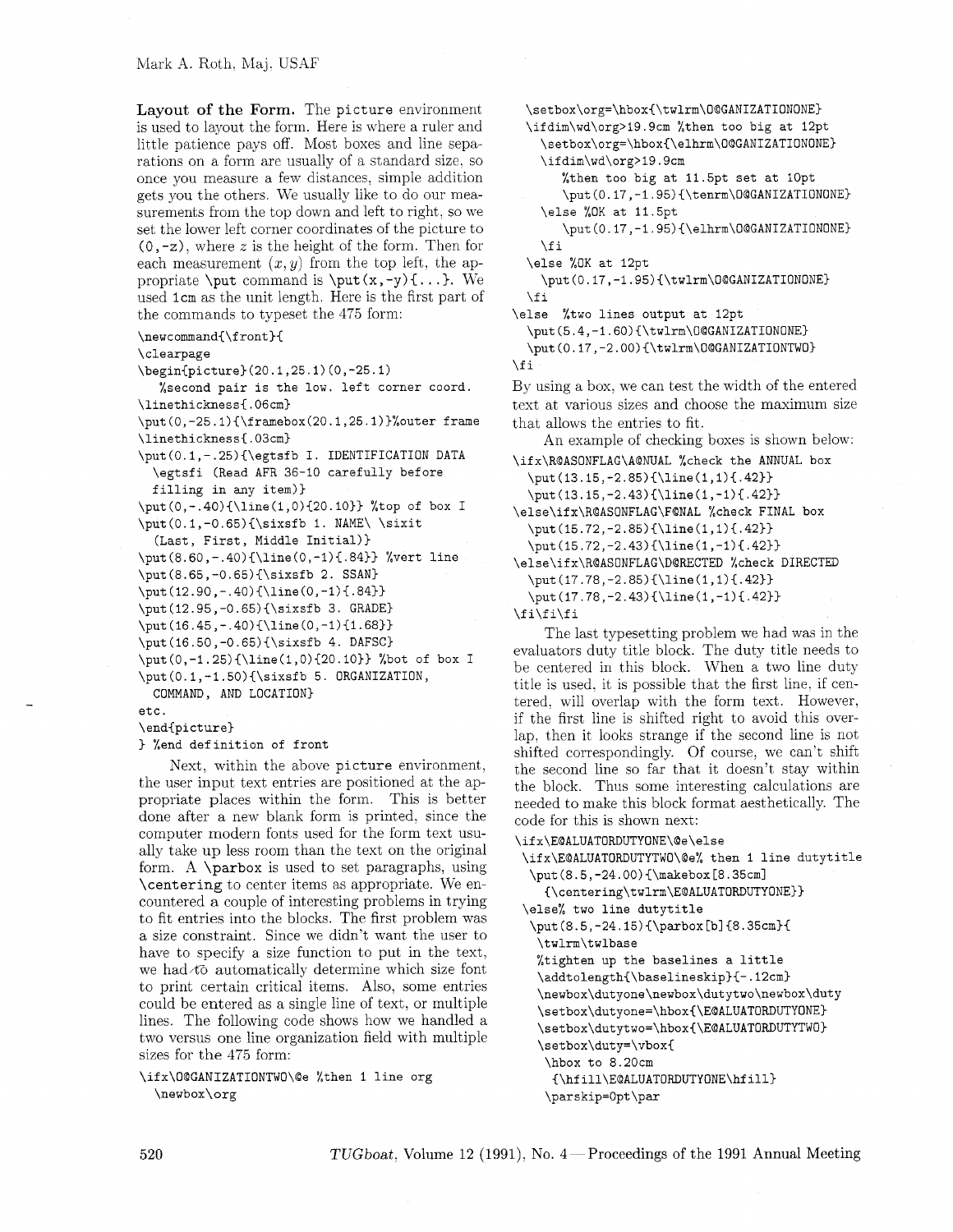**Layout of the Form.** The picture environment is used to layout the form. Here is where a ruler and little patience pays off. Most boxes and line separations on a form are usually of a standard size, so once you measure a few distances, simple addition gets you the others. We usually like to do our measurements from the top down and left to right, so we set the lower left corner coordinates of the picture to (0,-z), where $z$ is the height of the form. Then for each measurement $(x, y)$ from the top left, the appropriate \put command is \put(x,-y){...}. We used 1cm as the unit length. Here is the first part of the commands to typeset the 475 form:

```
\newcommand{\front}{
\clearpage
\begin{picture}(20.1,25.1)(0,-25.1)
   %second pair is the low. left corner coord.
\linethickness{.06cm}
\put(0,-25.1){\framebox(20.1,25.1)}%outer frame
\linethickness{.03cm}
\put(0.1,-.25){\egtsfb I. IDENTIFICATION DATA
  \egtsfi (Read AFR 36-10 carefully before
  filling in any item)}
\put(0,-.40){\line(1,0){20.10}} %top of box I
\put(0.1,-0.65){\sixsfb 1. NAME\ \sixit
  (Last, First, Middle Initial)}
\put(8.60,-.40){\line(0,-1){.84}} %vert line
\put(8.65,-0.65){\sixsfb 2. SSAN}
\put(12.90,-.40){\line(0,-1){.84}}
\put(12.95,-0.65){\sixsfb 3. GRADE}
\put(16.45,-.40){\line(0,-1){1.68}}
\put(16.50,-0.65){\sixsfb 4. DAFSC}
\put(0,-1.25){\line(1,0){20.10}} %bot of box I
\put(0.1,-1.50){\sixsfb 5. ORGANIZATION,
  COMMAND, AND LOCATION}
etc.
\end{picture}
} %end definition of front
```

Next, within the above picture environment, the user input text entries are positioned at the appropriate places within the form. This is better done after a new blank form is printed, since the computer modern fonts used for the form text usually take up less room than the text on the original form. A \parbox is used to set paragraphs, using \centering to center items as appropriate. We encountered a couple of interesting problems in trying to fit entries into the blocks. The first problem was a size constraint. Since we didn't want the user to have to specify a size function to put in the text, we had to automatically determine which size font to print certain critical items. Also, some entries could be entered as a single line of text, or multiple lines. The following code shows how we handled a two versus one line organization field with multiple sizes for the 475 form:

```
\ifx\O@GANIZATIONTWO\@e %then 1 line org
  \newbox\org
  \setbox\org=\hbox{\twlrm\O@GANIZATIONONE}
  \ifdim\wd\org>19.9cm %then too big at 12pt
    \setbox\org=\hbox{\elhrm\O@GANIZATIONONE}
    \ifdim\wd\org>19.9cm
       %then too big at 11.5pt set at 10pt
       \put(0.17,-1.95){\tenrm\O@GANIZATIONONE}
    \else %OK at 11.5pt
       \put(0.17,-1.95){\elhrm\O@GANIZATIONONE}
    \fi
  \else %OK at 12pt
    \put(0.17,-1.95){\twlrm\O@GANIZATIONONE}
  \fi
\else  %two lines output at 12pt
  \put(5.4,-1.60){\twlrm\O@GANIZATIONONE}
  \put(0.17,-2.00){\twlrm\O@GANIZATIONTWO}
\fi
```

By using a box, we can test the width of the entered text at various sizes and choose the maximum size that allows the entries to fit.

An example of checking boxes is shown below:

```
\ifx\R@ASONFLAG\A@NUAL %check the ANNUAL box
  \put(13.15,-2.85){\line(1,1){.42}}
  \put(13.15,-2.43){\line(1,-1){.42}}
\else\ifx\R@ASONFLAG\F@NAL %check FINAL box
  \put(15.72,-2.85){\line(1,1){.42}}
  \put(15.72,-2.43){\line(1,-1){.42}}
\else\ifx\R@ASONFLAG\D@RECTED %check DIRECTED
  \put(17.78,-2.85){\line(1,1){.42}}
  \put(17.78,-2.43){\line(1,-1){.42}}
\fi\fi\fi
```

The last typesetting problem we had was in the evaluators duty title block. The duty title needs to be centered in this block. When a two line duty title is used, it is possible that the first line, if centered, will overlap with the form text. However, if the first line is shifted right to avoid this overlap, then it looks strange if the second line is not shifted correspondingly. Of course, we can't shift the second line so far that it doesn't stay within the block. Thus some interesting calculations are needed to make this block format aesthetically. The code for this is shown next:

```
\ifx\E@ALUATORDUTYONE\@e\else
 \ifx\E@ALUATORDUTYTWO\@e% then 1 line dutytitle
  \put(8.5,-24.00){\makebox[8.35cm]
    {\centering\twlrm\E@ALUATORDUTYONE}}
 \else% two line dutytitle
  \put(8.5,-24.15){\parbox[b]{8.35cm}{
   \twlrm\twlbase
   %tighten up the baselines a little
   \addtolength{\baselineskip}{-.12cm}
   \newbox\dutyone\newbox\dutytwo\newbox\duty
   \setbox\dutyone=\hbox{\E@ALUATORDUTYONE}
   \setbox\dutytwo=\hbox{\E@ALUATORDUTYTWO}
   \setbox\duty=\vbox{
    \hbox to 8.20cm
     {\hfill\E@ALUATORDUTYONE\hfill}
    \parskip=0pt\par
```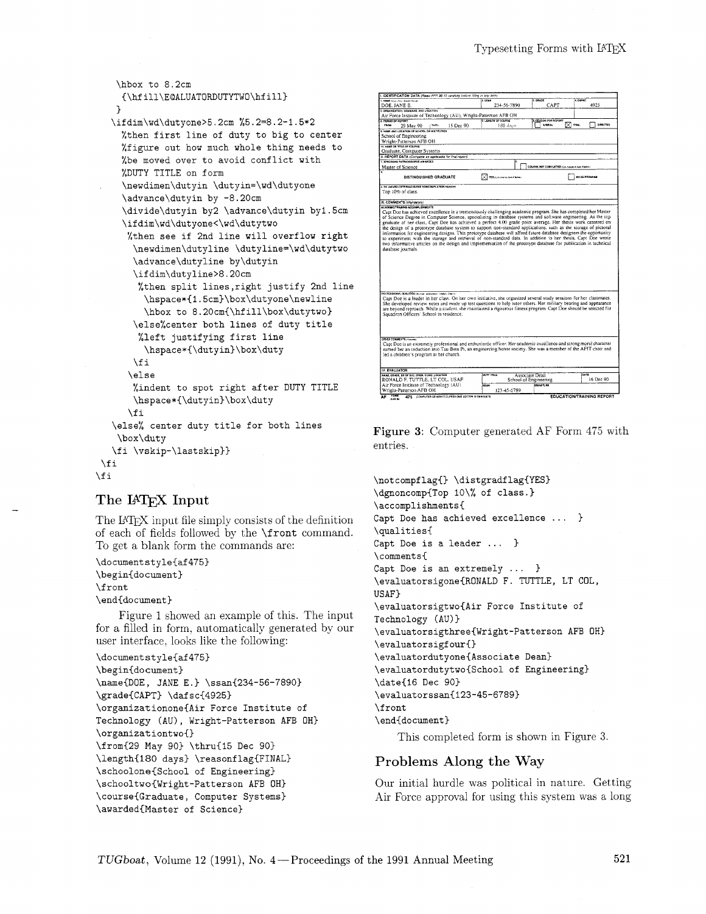```
    \hbox to 8.2cm
     {\hfill\E@ALUATORDUTYTWO\hfill}
    }
   \ifdim\wd\dutyone>5.2cm %5.2=8.2-1.5*2
     %then first line of duty to big to center
     %figure out how much whole thing needs to
     %be moved over to avoid conflict with
     %DUTY TITLE on form
     \newdimen\dutyin \dutyin=\wd\dutyone
     \advance\dutyin by -8.20cm
     \divide\dutyin by2 \advance\dutyin by1.5cm
     \ifdim\wd\dutyone<\wd\dutytwo
      %then see if 2nd line will overflow right
       \newdimen\dutyline \dutyline=\wd\dutytwo
       \advance\dutyline by\dutyin
       \ifdim\dutyline>8.20cm
        %then split lines,right justify 2nd line
         \hspace*{1.5cm}\box\dutyone\newline
         \hbox to 8.20cm{\hfill\box\dutytwo}
       \else%center both lines of duty title
        %left justifying first line
         \hspace*{\dutyin}\box\duty
       \fi
      \else
       %indent to spot right after DUTY TITLE
       \hspace*{\dutyin}\box\duty
      \fi
   \else% center duty title for both lines
    \box\duty
   \fi \vskip-\lastskip}}
 \fi
\fi
```

## The LaTeX Input

The LaTeX input file simply consists of the definition of each of fields followed by the `\front` command. To get a blank form the commands are:

```
\documentstyle{af475}
\begin{document}
\front
\end{document}
```

Figure 1 showed an example of this. The input for a filled in form, automatically generated by our user interface, looks like the following:

```
\documentstyle{af475}
\begin{document}
\name{DOE, JANE E.} \ssan{234-56-7890}
\grade{CAPT} \dafsc{4925}
\organizationone{Air Force Institute of
Technology (AU), Wright-Patterson AFB OH}
\organizationtwo{}
\from{29 May 90} \thru{15 Dec 90}
\length{180 days} \reasonflag{FINAL}
\schoolone{School of Engineering}
\schooltwo{Wright-Patterson AFB OH}
\course{Graduate, Computer Systems}
\awarded{Master of Science}
\notcompflag{} \distgradflag{YES}
\dgnoncomp{Top 10\% of class.}
\accomplishments{
Capt Doe has achieved excellence ...  }
\qualities{
Capt Doe is a leader ...  }
\comments{
Capt Doe is an extremely ...  }
\evaluatorsigone{RONALD F. TUTTLE, LT COL,
USAF}
\evaluatorsigtwo{Air Force Institute of
Technology (AU)}
\evaluatorsigthree{Wright-Patterson AFB OH}
\evaluatorsigfour{}
\evaluatordutyone{Associate Dean}
\evaluatordutytwo{School of Engineering}
\date{16 Dec 90}
\evaluatorssan{123-45-6789}
\front
\end{document}
```

Figure 3: Computer generated AF Form 475 with entries.

This completed form is shown in Figure 3.

## Problems Along the Way

Our initial hurdle was political in nature. Getting Air Force approval for using this system was a long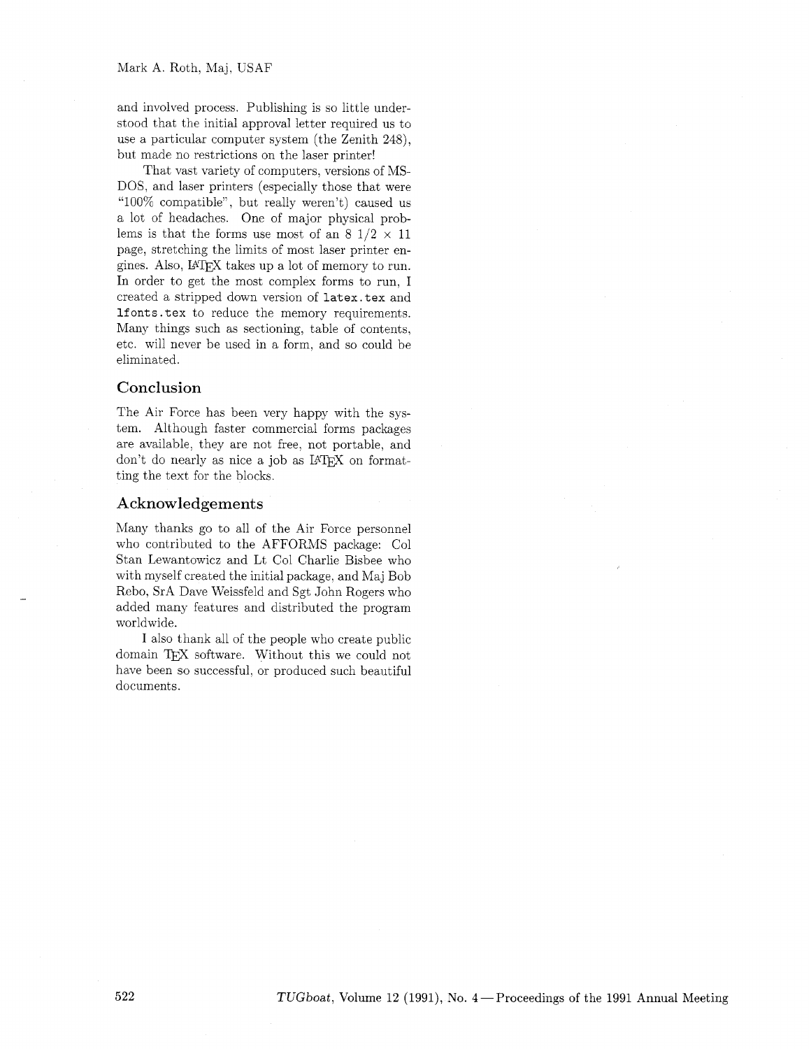and involved process. Publishing is so little understood that the initial approval letter required us to use a particular computer system (the Zenith 248), but made no restrictions on the laser printer!

That vast variety of computers, versions of MS-DOS, and laser printers (especially those that were "100% compatible", but really weren't) caused us a lot of headaches. One of major physical problems is that the forms use most of an 8 1/2 × 11 page, stretching the limits of most laser printer engines. Also, LaTeX takes up a lot of memory to run. In order to get the most complex forms to run, I created a stripped down version of `latex.tex` and `lfonts.tex` to reduce the memory requirements. Many things such as sectioning, table of contents, etc. will never be used in a form, and so could be eliminated.

## Conclusion

The Air Force has been very happy with the system. Although faster commercial forms packages are available, they are not free, not portable, and don't do nearly as nice a job as LaTeX on formatting the text for the blocks.

## Acknowledgements

Many thanks go to all of the Air Force personnel who contributed to the AFFORMS package: Col Stan Lewantowicz and Lt Col Charlie Bisbee who with myself created the initial package, and Maj Bob Rebo, SrA Dave Weissfeld and Sgt John Rogers who added many features and distributed the program worldwide.

I also thank all of the people who create public domain TeX software. Without this we could not have been so successful, or produced such beautiful documents.